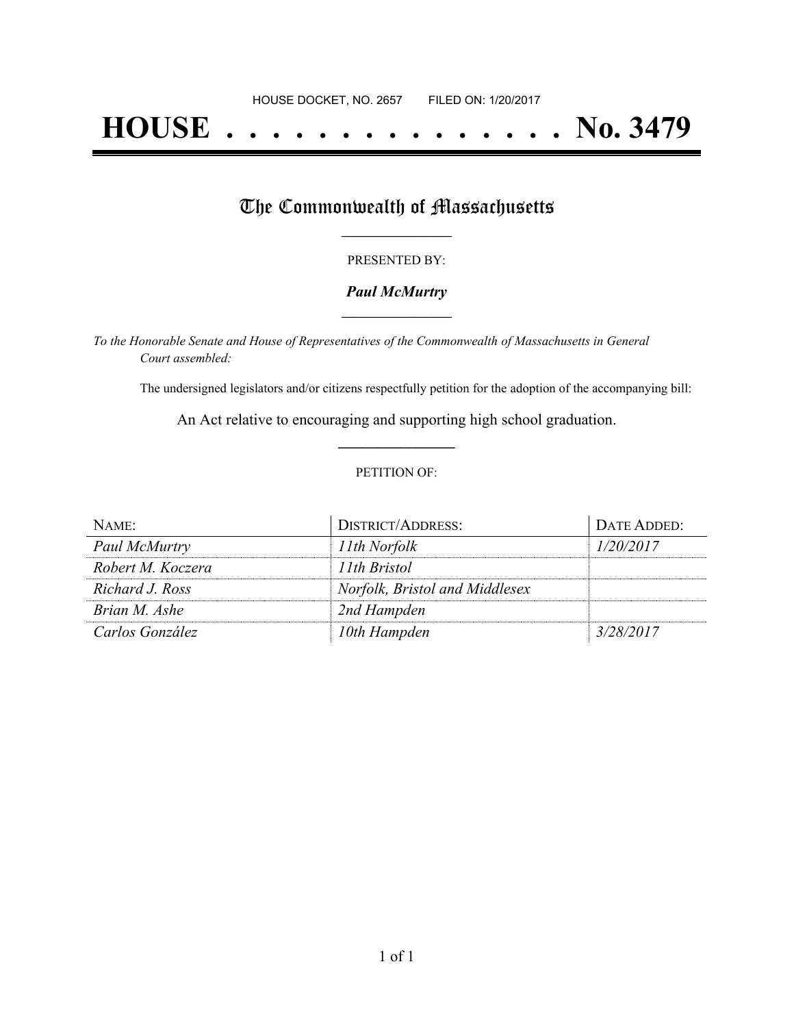HOUSE DOCKET, NO. 2657 FILED ON: 1/20/2017

# HOUSE . . . . . . . . . . . . . . . No. 3479

## The Commonwealth of Massachusetts

PRESENTED BY:

***Paul McMurtry***

*To the Honorable Senate and House of Representatives of the Commonwealth of Massachusetts in General Court assembled:*

The undersigned legislators and/or citizens respectfully petition for the adoption of the accompanying bill:

An Act relative to encouraging and supporting high school graduation.

PETITION OF:

| NAME: | DISTRICT/ADDRESS: | DATE ADDED: |
|---|---|---|
| *Paul McMurtry* | *11th Norfolk* | *1/20/2017* |
| *Robert M. Koczera* | *11th Bristol* | |
| *Richard J. Ross* | *Norfolk, Bristol and Middlesex* | |
| *Brian M. Ashe* | *2nd Hampden* | |
| *Carlos González* | *10th Hampden* | *3/28/2017* |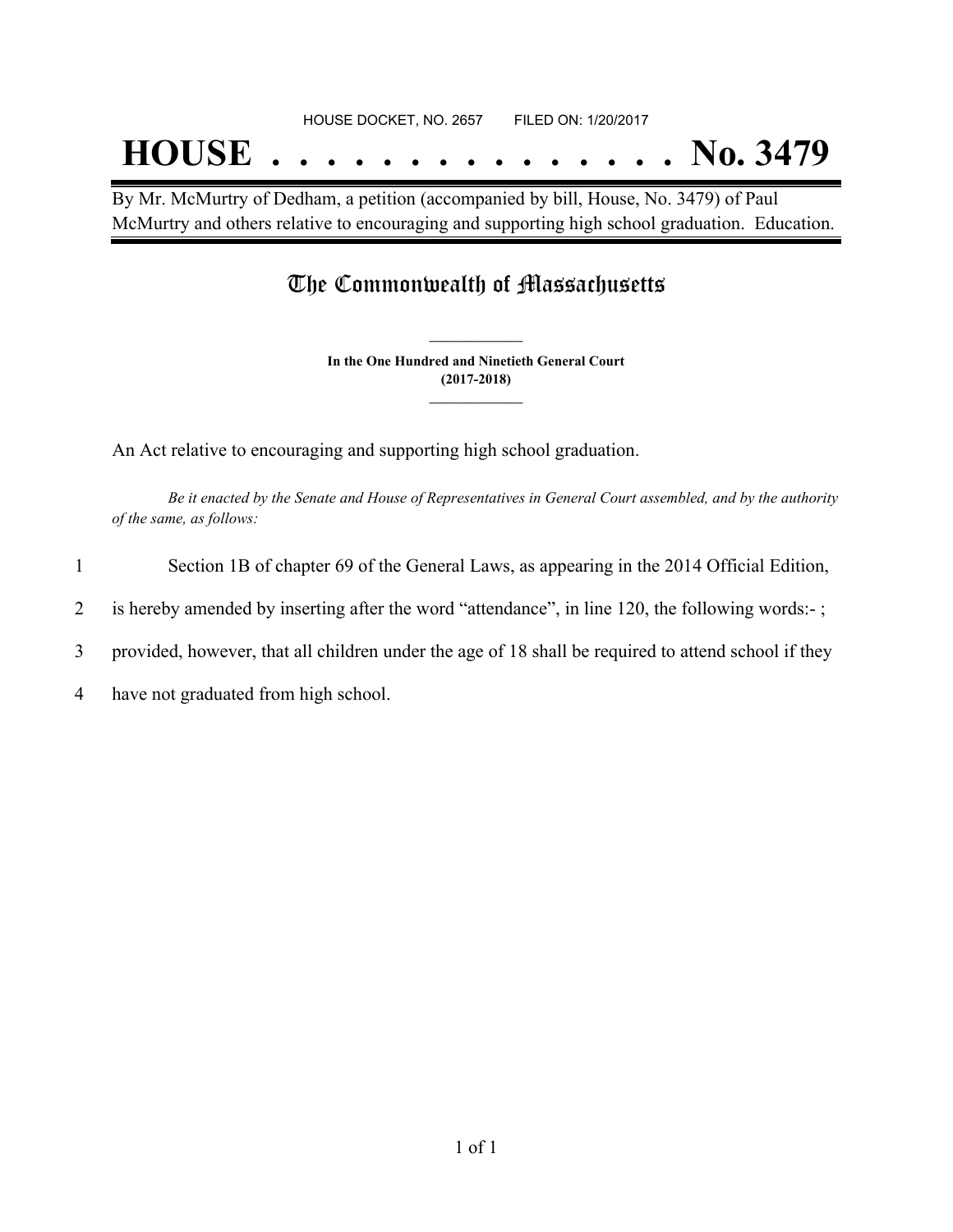HOUSE DOCKET, NO. 2657 FILED ON: 1/20/2017

# HOUSE . . . . . . . . . . . . . . . No. 3479

By Mr. McMurtry of Dedham, a petition (accompanied by bill, House, No. 3479) of Paul McMurtry and others relative to encouraging and supporting high school graduation. Education.

## The Commonwealth of Massachusetts

**In the One Hundred and Ninetieth General Court**
**(2017-2018)**

An Act relative to encouraging and supporting high school graduation.

*Be it enacted by the Senate and House of Representatives in General Court assembled, and by the authority of the same, as follows:*

1 Section 1B of chapter 69 of the General Laws, as appearing in the 2014 Official Edition,

2 is hereby amended by inserting after the word "attendance", in line 120, the following words:- ;

3 provided, however, that all children under the age of 18 shall be required to attend school if they

4 have not graduated from high school.